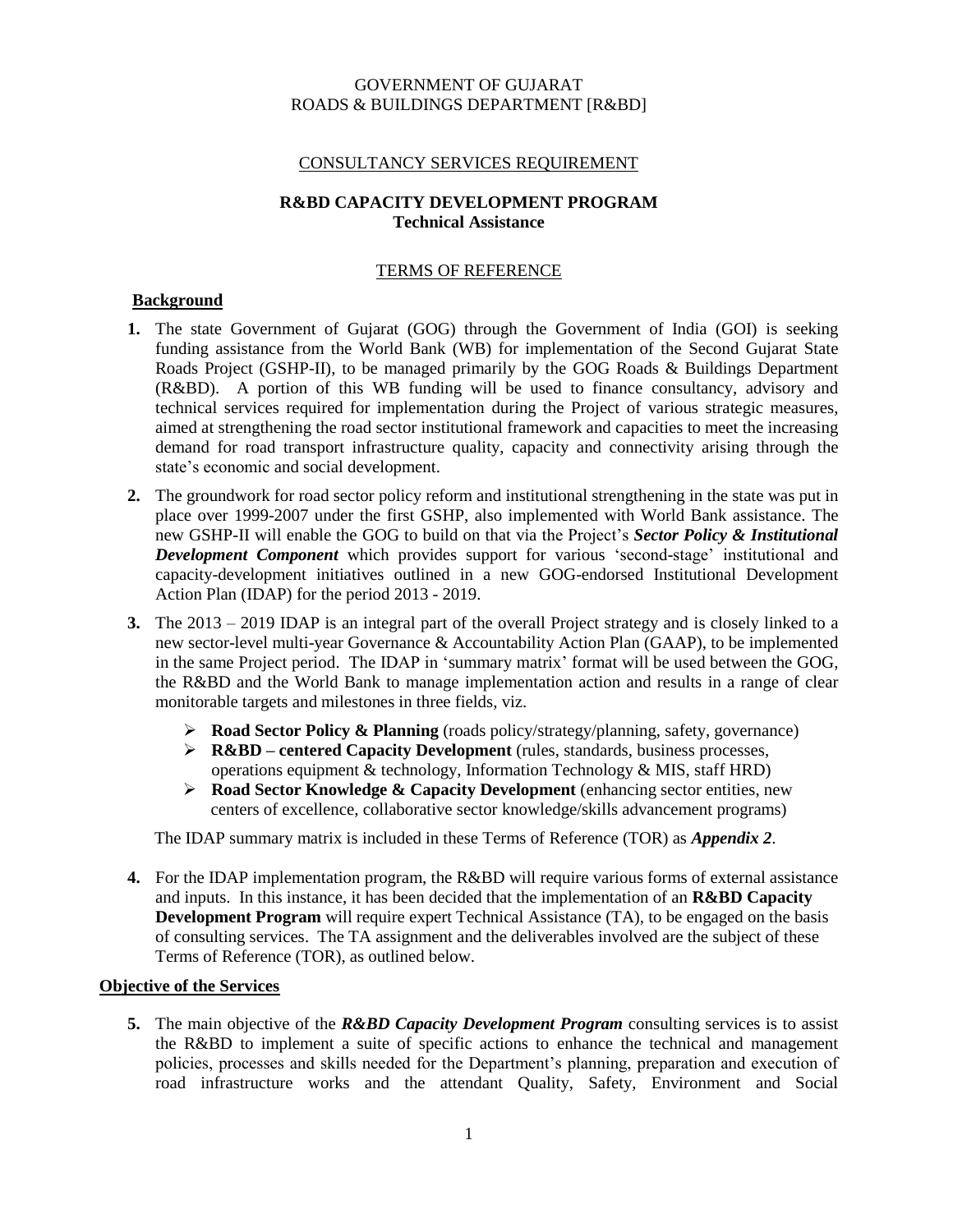GOVERNMENT OF GUJARAT
ROADS & BUILDINGS DEPARTMENT [R&BD]

CONSULTANCY SERVICES REQUIREMENT

**R&BD CAPACITY DEVELOPMENT PROGRAM**
**Technical Assistance**

TERMS OF REFERENCE

## Background

**1.** The state Government of Gujarat (GOG) through the Government of India (GOI) is seeking funding assistance from the World Bank (WB) for implementation of the Second Gujarat State Roads Project (GSHP-II), to be managed primarily by the GOG Roads & Buildings Department (R&BD). A portion of this WB funding will be used to finance consultancy, advisory and technical services required for implementation during the Project of various strategic measures, aimed at strengthening the road sector institutional framework and capacities to meet the increasing demand for road transport infrastructure quality, capacity and connectivity arising through the state's economic and social development.

**2.** The groundwork for road sector policy reform and institutional strengthening in the state was put in place over 1999-2007 under the first GSHP, also implemented with World Bank assistance. The new GSHP-II will enable the GOG to build on that via the Project's ***Sector Policy & Institutional Development Component*** which provides support for various 'second-stage' institutional and capacity-development initiatives outlined in a new GOG-endorsed Institutional Development Action Plan (IDAP) for the period 2013 - 2019.

**3.** The 2013 – 2019 IDAP is an integral part of the overall Project strategy and is closely linked to a new sector-level multi-year Governance & Accountability Action Plan (GAAP), to be implemented in the same Project period. The IDAP in 'summary matrix' format will be used between the GOG, the R&BD and the World Bank to manage implementation action and results in a range of clear monitorable targets and milestones in three fields, viz.

- **Road Sector Policy & Planning** (roads policy/strategy/planning, safety, governance)
- **R&BD – centered Capacity Development** (rules, standards, business processes, operations equipment & technology, Information Technology & MIS, staff HRD)
- **Road Sector Knowledge & Capacity Development** (enhancing sector entities, new centers of excellence, collaborative sector knowledge/skills advancement programs)

The IDAP summary matrix is included in these Terms of Reference (TOR) as ***Appendix 2***.

**4.** For the IDAP implementation program, the R&BD will require various forms of external assistance and inputs. In this instance, it has been decided that the implementation of an **R&BD Capacity Development Program** will require expert Technical Assistance (TA), to be engaged on the basis of consulting services. The TA assignment and the deliverables involved are the subject of these Terms of Reference (TOR), as outlined below.

## Objective of the Services

**5.** The main objective of the ***R&BD Capacity Development Program*** consulting services is to assist the R&BD to implement a suite of specific actions to enhance the technical and management policies, processes and skills needed for the Department's planning, preparation and execution of road infrastructure works and the attendant Quality, Safety, Environment and Social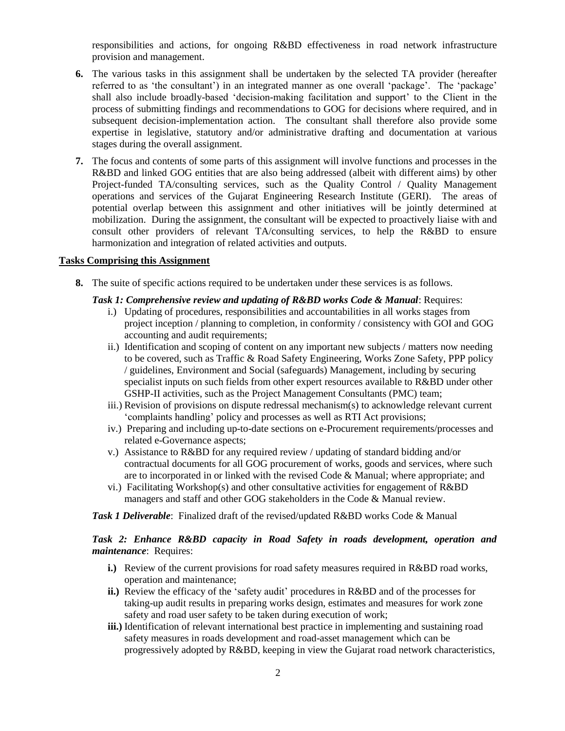responsibilities and actions, for ongoing R&BD effectiveness in road network infrastructure provision and management.

6. The various tasks in this assignment shall be undertaken by the selected TA provider (hereafter referred to as 'the consultant') in an integrated manner as one overall 'package'. The 'package' shall also include broadly-based 'decision-making facilitation and support' to the Client in the process of submitting findings and recommendations to GOG for decisions where required, and in subsequent decision-implementation action. The consultant shall therefore also provide some expertise in legislative, statutory and/or administrative drafting and documentation at various stages during the overall assignment.

7. The focus and contents of some parts of this assignment will involve functions and processes in the R&BD and linked GOG entities that are also being addressed (albeit with different aims) by other Project-funded TA/consulting services, such as the Quality Control / Quality Management operations and services of the Gujarat Engineering Research Institute (GERI). The areas of potential overlap between this assignment and other initiatives will be jointly determined at mobilization. During the assignment, the consultant will be expected to proactively liaise with and consult other providers of relevant TA/consulting services, to help the R&BD to ensure harmonization and integration of related activities and outputs.

**Tasks Comprising this Assignment**

8. The suite of specific actions required to be undertaken under these services is as follows.

***Task 1: Comprehensive review and updating of R&BD works Code & Manual***: Requires:

i.) Updating of procedures, responsibilities and accountabilities in all works stages from project inception / planning to completion, in conformity / consistency with GOI and GOG accounting and audit requirements;

ii.) Identification and scoping of content on any important new subjects / matters now needing to be covered, such as Traffic & Road Safety Engineering, Works Zone Safety, PPP policy / guidelines, Environment and Social (safeguards) Management, including by securing specialist inputs on such fields from other expert resources available to R&BD under other GSHP-II activities, such as the Project Management Consultants (PMC) team;

iii.) Revision of provisions on dispute redressal mechanism(s) to acknowledge relevant current 'complaints handling' policy and processes as well as RTI Act provisions;

iv.) Preparing and including up-to-date sections on e-Procurement requirements/processes and related e-Governance aspects;

v.) Assistance to R&BD for any required review / updating of standard bidding and/or contractual documents for all GOG procurement of works, goods and services, where such are to incorporated in or linked with the revised Code & Manual; where appropriate; and

vi.) Facilitating Workshop(s) and other consultative activities for engagement of R&BD managers and staff and other GOG stakeholders in the Code & Manual review.

***Task 1 Deliverable***: Finalized draft of the revised/updated R&BD works Code & Manual

***Task 2: Enhance R&BD capacity in Road Safety in roads development, operation and maintenance***: Requires:

**i.)** Review of the current provisions for road safety measures required in R&BD road works, operation and maintenance;

**ii.)** Review the efficacy of the 'safety audit' procedures in R&BD and of the processes for taking-up audit results in preparing works design, estimates and measures for work zone safety and road user safety to be taken during execution of work;

**iii.)** Identification of relevant international best practice in implementing and sustaining road safety measures in roads development and road-asset management which can be progressively adopted by R&BD, keeping in view the Gujarat road network characteristics,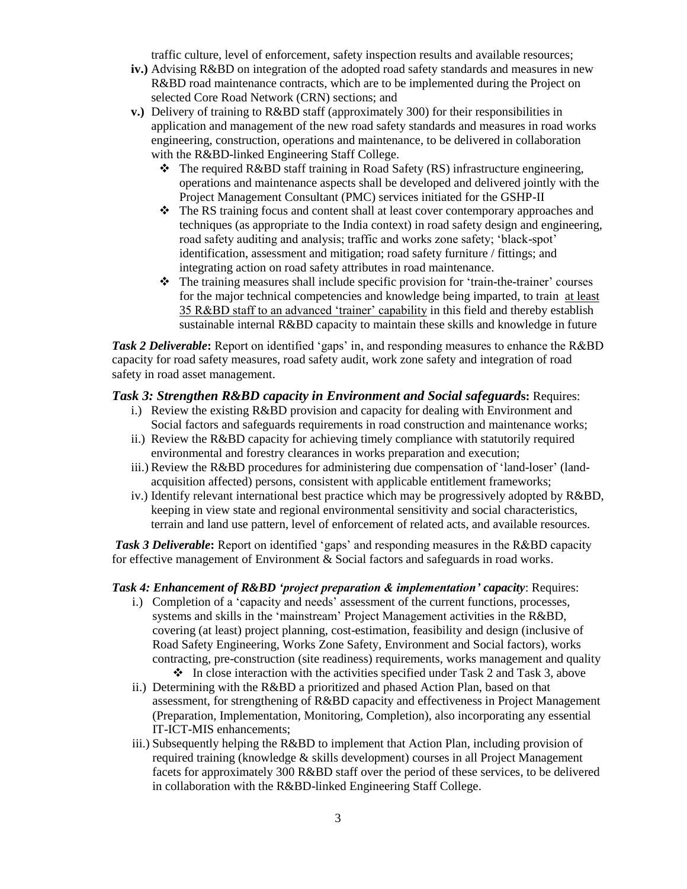traffic culture, level of enforcement, safety inspection results and available resources;

**iv.)** Advising R&BD on integration of the adopted road safety standards and measures in new R&BD road maintenance contracts, which are to be implemented during the Project on selected Core Road Network (CRN) sections; and

**v.)** Delivery of training to R&BD staff (approximately 300) for their responsibilities in application and management of the new road safety standards and measures in road works engineering, construction, operations and maintenance, to be delivered in collaboration with the R&BD-linked Engineering Staff College.

- The required R&BD staff training in Road Safety (RS) infrastructure engineering, operations and maintenance aspects shall be developed and delivered jointly with the Project Management Consultant (PMC) services initiated for the GSHP-II
- The RS training focus and content shall at least cover contemporary approaches and techniques (as appropriate to the India context) in road safety design and engineering, road safety auditing and analysis; traffic and works zone safety; 'black-spot' identification, assessment and mitigation; road safety furniture / fittings; and integrating action on road safety attributes in road maintenance.
- The training measures shall include specific provision for 'train-the-trainer' courses for the major technical competencies and knowledge being imparted, to train <u>at least 35 R&BD staff to an advanced 'trainer' capability</u> in this field and thereby establish sustainable internal R&BD capacity to maintain these skills and knowledge in future

***Task 2 Deliverable*****:** Report on identified 'gaps' in, and responding measures to enhance the R&BD capacity for road safety measures, road safety audit, work zone safety and integration of road safety in road asset management.

***Task 3: Strengthen R&BD capacity in Environment and Social safeguards*****:** Requires:

i.) Review the existing R&BD provision and capacity for dealing with Environment and Social factors and safeguards requirements in road construction and maintenance works;

ii.) Review the R&BD capacity for achieving timely compliance with statutorily required environmental and forestry clearances in works preparation and execution;

iii.) Review the R&BD procedures for administering due compensation of 'land-loser' (land-acquisition affected) persons, consistent with applicable entitlement frameworks;

iv.) Identify relevant international best practice which may be progressively adopted by R&BD, keeping in view state and regional environmental sensitivity and social characteristics, terrain and land use pattern, level of enforcement of related acts, and available resources.

***Task 3 Deliverable*****:** Report on identified 'gaps' and responding measures in the R&BD capacity for effective management of Environment & Social factors and safeguards in road works.

***Task 4: Enhancement of R&BD 'project preparation & implementation' capacity***: Requires:

i.) Completion of a 'capacity and needs' assessment of the current functions, processes, systems and skills in the 'mainstream' Project Management activities in the R&BD, covering (at least) project planning, cost-estimation, feasibility and design (inclusive of Road Safety Engineering, Works Zone Safety, Environment and Social factors), works contracting, pre-construction (site readiness) requirements, works management and quality

- In close interaction with the activities specified under Task 2 and Task 3, above

ii.) Determining with the R&BD a prioritized and phased Action Plan, based on that assessment, for strengthening of R&BD capacity and effectiveness in Project Management (Preparation, Implementation, Monitoring, Completion), also incorporating any essential IT-ICT-MIS enhancements;

iii.) Subsequently helping the R&BD to implement that Action Plan, including provision of required training (knowledge & skills development) courses in all Project Management facets for approximately 300 R&BD staff over the period of these services, to be delivered in collaboration with the R&BD-linked Engineering Staff College.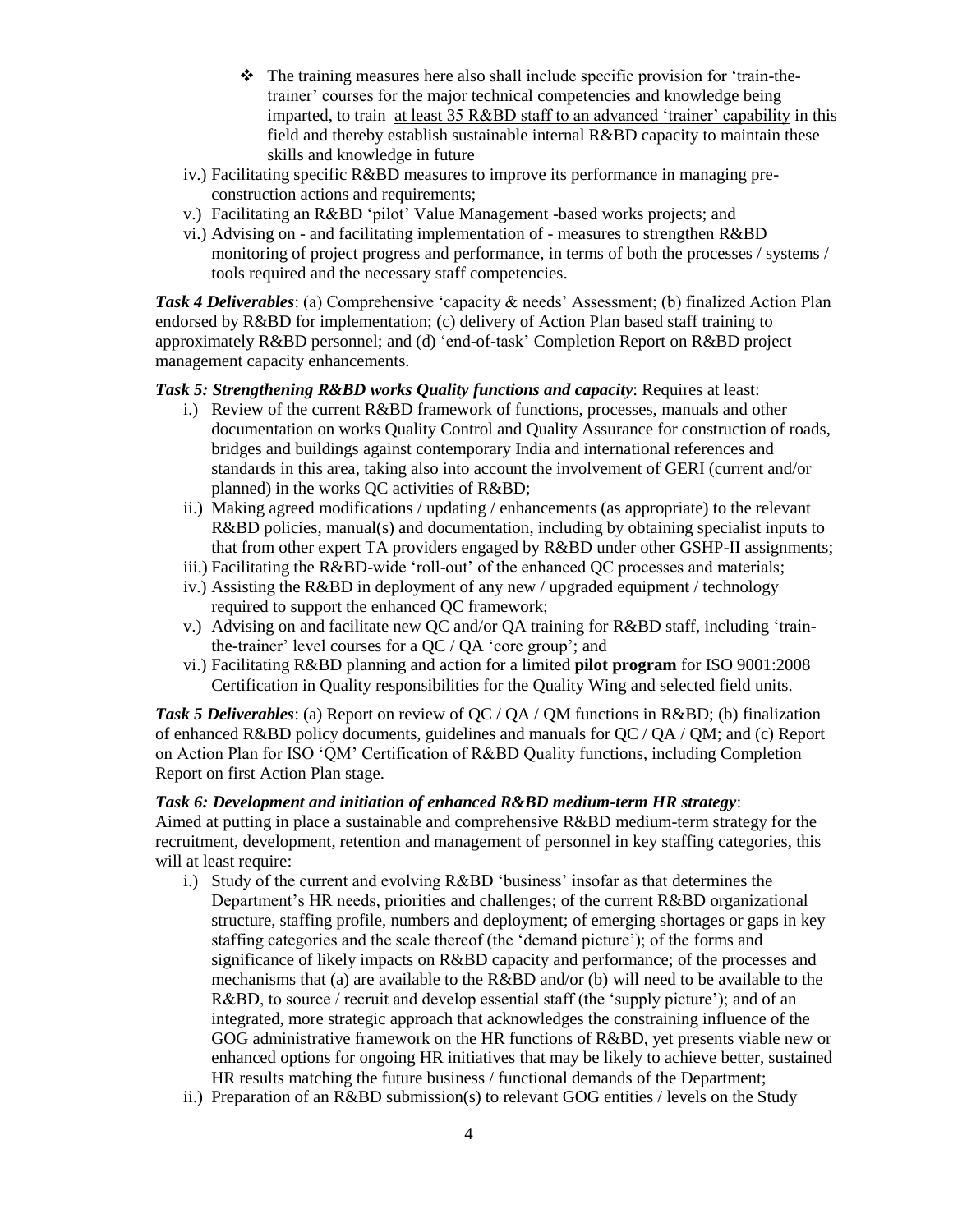- The training measures here also shall include specific provision for 'train-the-trainer' courses for the major technical competencies and knowledge being imparted, to train <u>at least 35 R&BD staff to an advanced 'trainer' capability</u> in this field and thereby establish sustainable internal R&BD capacity to maintain these skills and knowledge in future

iv.) Facilitating specific R&BD measures to improve its performance in managing pre-construction actions and requirements;

v.) Facilitating an R&BD 'pilot' Value Management -based works projects; and

vi.) Advising on - and facilitating implementation of - measures to strengthen R&BD monitoring of project progress and performance, in terms of both the processes / systems / tools required and the necessary staff competencies.

***Task 4 Deliverables***: (a) Comprehensive 'capacity & needs' Assessment; (b) finalized Action Plan endorsed by R&BD for implementation; (c) delivery of Action Plan based staff training to approximately R&BD personnel; and (d) 'end-of-task' Completion Report on R&BD project management capacity enhancements.

***Task 5: Strengthening R&BD works Quality functions and capacity***: Requires at least:

i.) Review of the current R&BD framework of functions, processes, manuals and other documentation on works Quality Control and Quality Assurance for construction of roads, bridges and buildings against contemporary India and international references and standards in this area, taking also into account the involvement of GERI (current and/or planned) in the works QC activities of R&BD;

ii.) Making agreed modifications / updating / enhancements (as appropriate) to the relevant R&BD policies, manual(s) and documentation, including by obtaining specialist inputs to that from other expert TA providers engaged by R&BD under other GSHP-II assignments;

iii.) Facilitating the R&BD-wide 'roll-out' of the enhanced QC processes and materials;

iv.) Assisting the R&BD in deployment of any new / upgraded equipment / technology required to support the enhanced QC framework;

v.) Advising on and facilitate new QC and/or QA training for R&BD staff, including 'train-the-trainer' level courses for a QC / QA 'core group'; and

vi.) Facilitating R&BD planning and action for a limited **pilot program** for ISO 9001:2008 Certification in Quality responsibilities for the Quality Wing and selected field units.

***Task 5 Deliverables***: (a) Report on review of QC / QA / QM functions in R&BD; (b) finalization of enhanced R&BD policy documents, guidelines and manuals for QC / QA / QM; and (c) Report on Action Plan for ISO 'QM' Certification of R&BD Quality functions, including Completion Report on first Action Plan stage.

***Task 6: Development and initiation of enhanced R&BD medium-term HR strategy***:
Aimed at putting in place a sustainable and comprehensive R&BD medium-term strategy for the recruitment, development, retention and management of personnel in key staffing categories, this will at least require:

i.) Study of the current and evolving R&BD 'business' insofar as that determines the Department's HR needs, priorities and challenges; of the current R&BD organizational structure, staffing profile, numbers and deployment; of emerging shortages or gaps in key staffing categories and the scale thereof (the 'demand picture'); of the forms and significance of likely impacts on R&BD capacity and performance; of the processes and mechanisms that (a) are available to the R&BD and/or (b) will need to be available to the R&BD, to source / recruit and develop essential staff (the 'supply picture'); and of an integrated, more strategic approach that acknowledges the constraining influence of the GOG administrative framework on the HR functions of R&BD, yet presents viable new or enhanced options for ongoing HR initiatives that may be likely to achieve better, sustained HR results matching the future business / functional demands of the Department;

ii.) Preparation of an R&BD submission(s) to relevant GOG entities / levels on the Study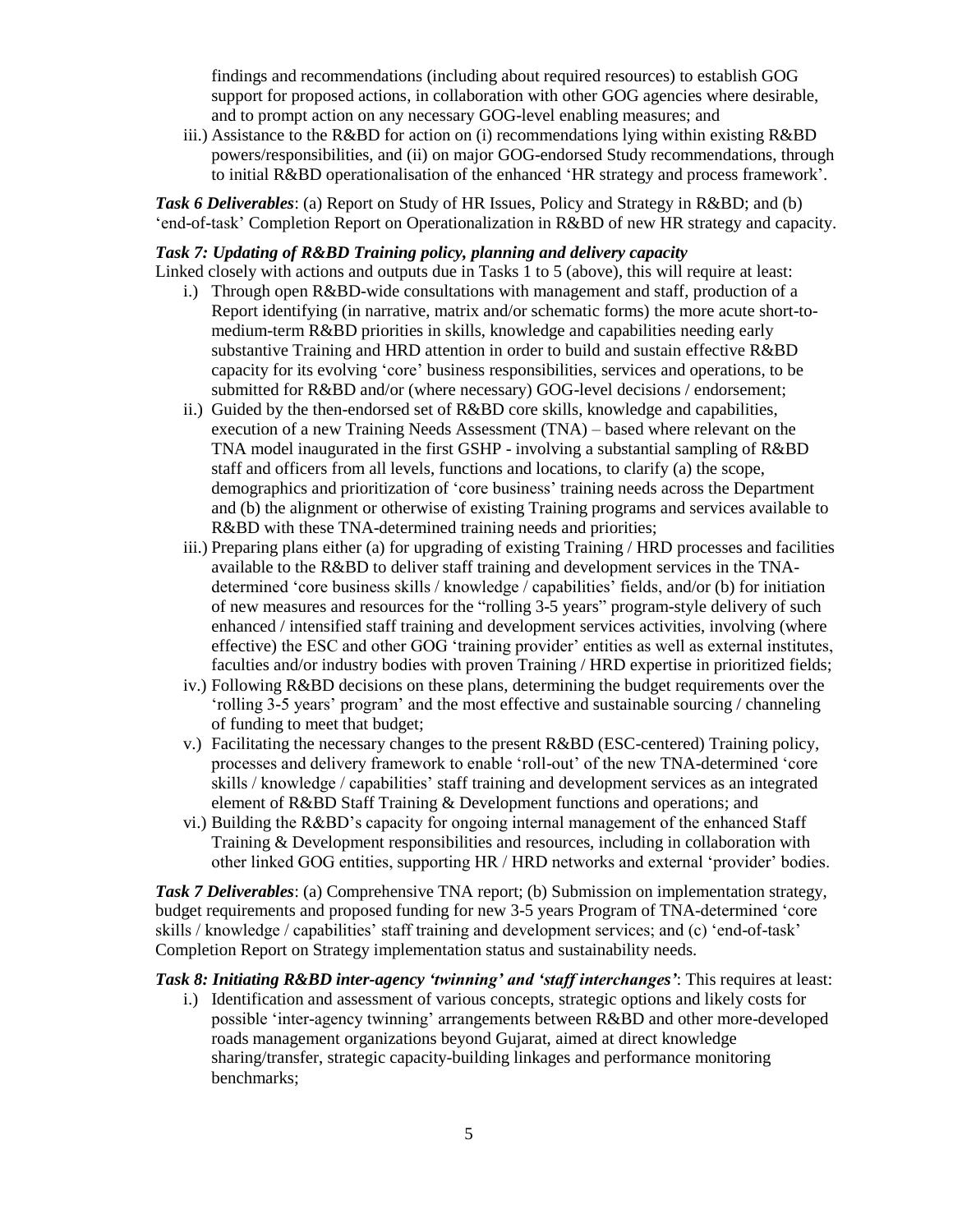findings and recommendations (including about required resources) to establish GOG support for proposed actions, in collaboration with other GOG agencies where desirable, and to prompt action on any necessary GOG-level enabling measures; and

iii.) Assistance to the R&BD for action on (i) recommendations lying within existing R&BD powers/responsibilities, and (ii) on major GOG-endorsed Study recommendations, through to initial R&BD operationalisation of the enhanced 'HR strategy and process framework'.

***Task 6 Deliverables***: (a) Report on Study of HR Issues, Policy and Strategy in R&BD; and (b) 'end-of-task' Completion Report on Operationalization in R&BD of new HR strategy and capacity.

***Task 7: Updating of R&BD Training policy, planning and delivery capacity***

Linked closely with actions and outputs due in Tasks 1 to 5 (above), this will require at least:

i.) Through open R&BD-wide consultations with management and staff, production of a Report identifying (in narrative, matrix and/or schematic forms) the more acute short-to-medium-term R&BD priorities in skills, knowledge and capabilities needing early substantive Training and HRD attention in order to build and sustain effective R&BD capacity for its evolving 'core' business responsibilities, services and operations, to be submitted for R&BD and/or (where necessary) GOG-level decisions / endorsement;

ii.) Guided by the then-endorsed set of R&BD core skills, knowledge and capabilities, execution of a new Training Needs Assessment (TNA) – based where relevant on the TNA model inaugurated in the first GSHP - involving a substantial sampling of R&BD staff and officers from all levels, functions and locations, to clarify (a) the scope, demographics and prioritization of 'core business' training needs across the Department and (b) the alignment or otherwise of existing Training programs and services available to R&BD with these TNA-determined training needs and priorities;

iii.) Preparing plans either (a) for upgrading of existing Training / HRD processes and facilities available to the R&BD to deliver staff training and development services in the TNA-determined 'core business skills / knowledge / capabilities' fields, and/or (b) for initiation of new measures and resources for the "rolling 3-5 years" program-style delivery of such enhanced / intensified staff training and development services activities, involving (where effective) the ESC and other GOG 'training provider' entities as well as external institutes, faculties and/or industry bodies with proven Training / HRD expertise in prioritized fields;

iv.) Following R&BD decisions on these plans, determining the budget requirements over the 'rolling 3-5 years' program' and the most effective and sustainable sourcing / channeling of funding to meet that budget;

v.) Facilitating the necessary changes to the present R&BD (ESC-centered) Training policy, processes and delivery framework to enable 'roll-out' of the new TNA-determined 'core skills / knowledge / capabilities' staff training and development services as an integrated element of R&BD Staff Training & Development functions and operations; and

vi.) Building the R&BD's capacity for ongoing internal management of the enhanced Staff Training & Development responsibilities and resources, including in collaboration with other linked GOG entities, supporting HR / HRD networks and external 'provider' bodies.

***Task 7 Deliverables***: (a) Comprehensive TNA report; (b) Submission on implementation strategy, budget requirements and proposed funding for new 3-5 years Program of TNA-determined 'core skills / knowledge / capabilities' staff training and development services; and (c) 'end-of-task' Completion Report on Strategy implementation status and sustainability needs.

***Task 8: Initiating R&BD inter-agency 'twinning' and 'staff interchanges'***: This requires at least:

i.) Identification and assessment of various concepts, strategic options and likely costs for possible 'inter-agency twinning' arrangements between R&BD and other more-developed roads management organizations beyond Gujarat, aimed at direct knowledge sharing/transfer, strategic capacity-building linkages and performance monitoring benchmarks;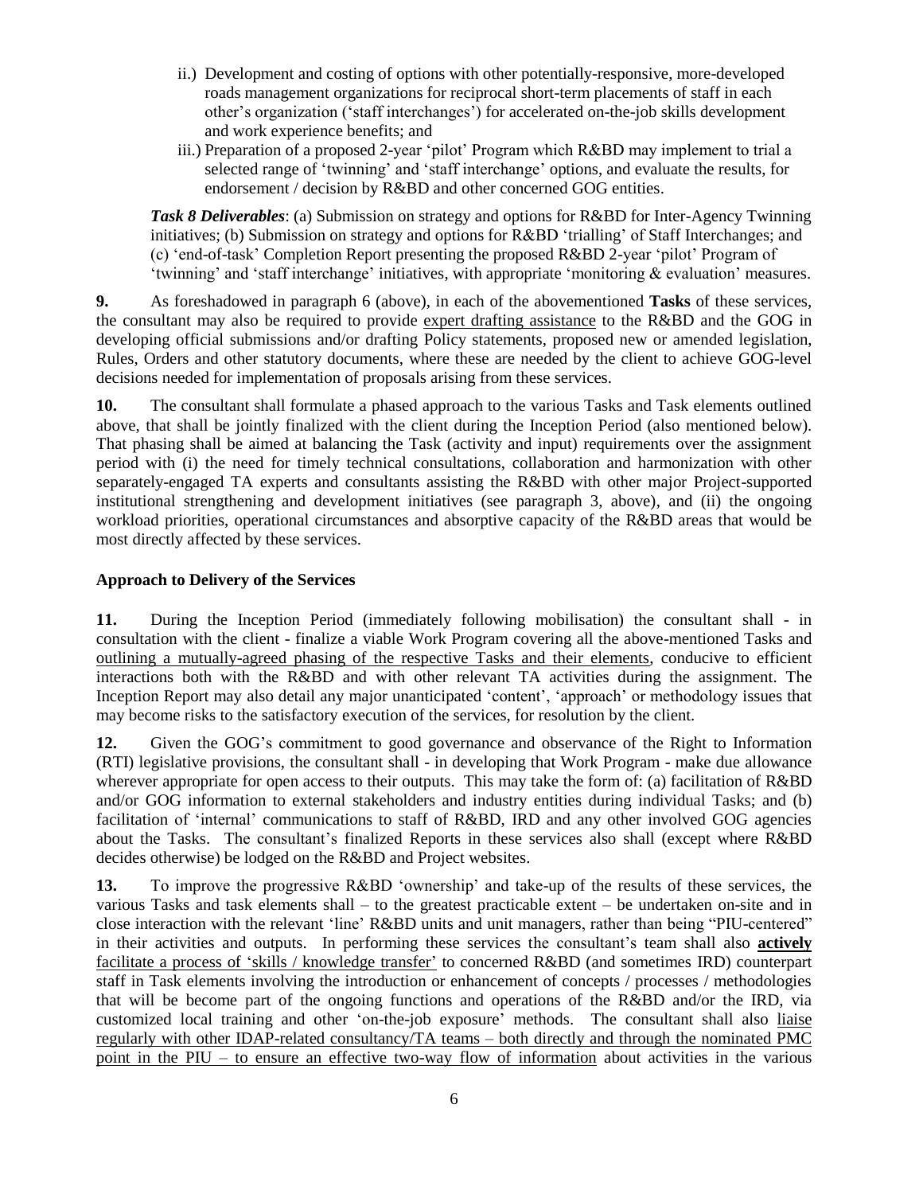ii.) Development and costing of options with other potentially-responsive, more-developed roads management organizations for reciprocal short-term placements of staff in each other's organization ('staff interchanges') for accelerated on-the-job skills development and work experience benefits; and

iii.) Preparation of a proposed 2-year 'pilot' Program which R&BD may implement to trial a selected range of 'twinning' and 'staff interchange' options, and evaluate the results, for endorsement / decision by R&BD and other concerned GOG entities.

***Task 8 Deliverables***: (a) Submission on strategy and options for R&BD for Inter-Agency Twinning initiatives; (b) Submission on strategy and options for R&BD 'trialling' of Staff Interchanges; and (c) 'end-of-task' Completion Report presenting the proposed R&BD 2-year 'pilot' Program of 'twinning' and 'staff interchange' initiatives, with appropriate 'monitoring & evaluation' measures.

**9.** As foreshadowed in paragraph 6 (above), in each of the abovementioned **Tasks** of these services, the consultant may also be required to provide expert drafting assistance to the R&BD and the GOG in developing official submissions and/or drafting Policy statements, proposed new or amended legislation, Rules, Orders and other statutory documents, where these are needed by the client to achieve GOG-level decisions needed for implementation of proposals arising from these services.

**10.** The consultant shall formulate a phased approach to the various Tasks and Task elements outlined above, that shall be jointly finalized with the client during the Inception Period (also mentioned below). That phasing shall be aimed at balancing the Task (activity and input) requirements over the assignment period with (i) the need for timely technical consultations, collaboration and harmonization with other separately-engaged TA experts and consultants assisting the R&BD with other major Project-supported institutional strengthening and development initiatives (see paragraph 3, above), and (ii) the ongoing workload priorities, operational circumstances and absorptive capacity of the R&BD areas that would be most directly affected by these services.

**Approach to Delivery of the Services**

**11.** During the Inception Period (immediately following mobilisation) the consultant shall - in consultation with the client - finalize a viable Work Program covering all the above-mentioned Tasks and outlining a mutually-agreed phasing of the respective Tasks and their elements, conducive to efficient interactions both with the R&BD and with other relevant TA activities during the assignment. The Inception Report may also detail any major unanticipated 'content', 'approach' or methodology issues that may become risks to the satisfactory execution of the services, for resolution by the client.

**12.** Given the GOG's commitment to good governance and observance of the Right to Information (RTI) legislative provisions, the consultant shall - in developing that Work Program - make due allowance wherever appropriate for open access to their outputs. This may take the form of: (a) facilitation of R&BD and/or GOG information to external stakeholders and industry entities during individual Tasks; and (b) facilitation of 'internal' communications to staff of R&BD, IRD and any other involved GOG agencies about the Tasks. The consultant's finalized Reports in these services also shall (except where R&BD decides otherwise) be lodged on the R&BD and Project websites.

**13.** To improve the progressive R&BD 'ownership' and take-up of the results of these services, the various Tasks and task elements shall – to the greatest practicable extent – be undertaken on-site and in close interaction with the relevant 'line' R&BD units and unit managers, rather than being "PIU-centered" in their activities and outputs. In performing these services the consultant's team shall also **actively** facilitate a process of 'skills / knowledge transfer' to concerned R&BD (and sometimes IRD) counterpart staff in Task elements involving the introduction or enhancement of concepts / processes / methodologies that will be become part of the ongoing functions and operations of the R&BD and/or the IRD, via customized local training and other 'on-the-job exposure' methods. The consultant shall also liaise regularly with other IDAP-related consultancy/TA teams – both directly and through the nominated PMC point in the PIU – to ensure an effective two-way flow of information about activities in the various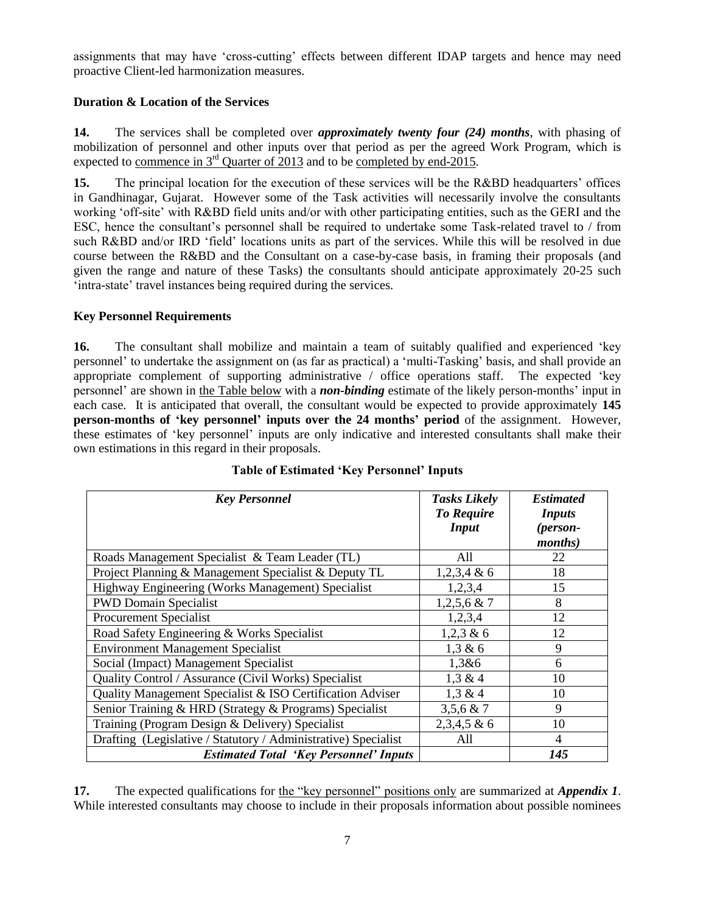assignments that may have 'cross-cutting' effects between different IDAP targets and hence may need proactive Client-led harmonization measures.

**Duration & Location of the Services**

**14.** The services shall be completed over ***approximately twenty four (24) months***, with phasing of mobilization of personnel and other inputs over that period as per the agreed Work Program, which is expected to commence in 3rd Quarter of 2013 and to be completed by end-2015.

**15.** The principal location for the execution of these services will be the R&BD headquarters' offices in Gandhinagar, Gujarat. However some of the Task activities will necessarily involve the consultants working 'off-site' with R&BD field units and/or with other participating entities, such as the GERI and the ESC, hence the consultant's personnel shall be required to undertake some Task-related travel to / from such R&BD and/or IRD 'field' locations units as part of the services. While this will be resolved in due course between the R&BD and the Consultant on a case-by-case basis, in framing their proposals (and given the range and nature of these Tasks) the consultants should anticipate approximately 20-25 such 'intra-state' travel instances being required during the services.

**Key Personnel Requirements**

**16.** The consultant shall mobilize and maintain a team of suitably qualified and experienced 'key personnel' to undertake the assignment on (as far as practical) a 'multi-Tasking' basis, and shall provide an appropriate complement of supporting administrative / office operations staff. The expected 'key personnel' are shown in the Table below with a ***non-binding*** estimate of the likely person-months' input in each case. It is anticipated that overall, the consultant would be expected to provide approximately **145 person-months of 'key personnel' inputs over the 24 months' period** of the assignment. However, these estimates of 'key personnel' inputs are only indicative and interested consultants shall make their own estimations in this regard in their proposals.

**Table of Estimated 'Key Personnel' Inputs**

| *Key Personnel* | *Tasks Likely To Require Input* | *Estimated Inputs (person-months)* |
|---|---|---|
| Roads Management Specialist & Team Leader (TL) | All | 22 |
| Project Planning & Management Specialist & Deputy TL | 1,2,3,4 & 6 | 18 |
| Highway Engineering (Works Management) Specialist | 1,2,3,4 | 15 |
| PWD Domain Specialist | 1,2,5,6 & 7 | 8 |
| Procurement Specialist | 1,2,3,4 | 12 |
| Road Safety Engineering & Works Specialist | 1,2,3 & 6 | 12 |
| Environment Management Specialist | 1,3 & 6 | 9 |
| Social (Impact) Management Specialist | 1,3&6 | 6 |
| Quality Control / Assurance (Civil Works) Specialist | 1,3 & 4 | 10 |
| Quality Management Specialist & ISO Certification Adviser | 1,3 & 4 | 10 |
| Senior Training & HRD (Strategy & Programs) Specialist | 3,5,6 & 7 | 9 |
| Training (Program Design & Delivery) Specialist | 2,3,4,5 & 6 | 10 |
| Drafting (Legislative / Statutory / Administrative) Specialist | All | 4 |
| ***Estimated Total 'Key Personnel' Inputs*** | | ***145*** |

**17.** The expected qualifications for the "key personnel" positions only are summarized at ***Appendix 1***. While interested consultants may choose to include in their proposals information about possible nominees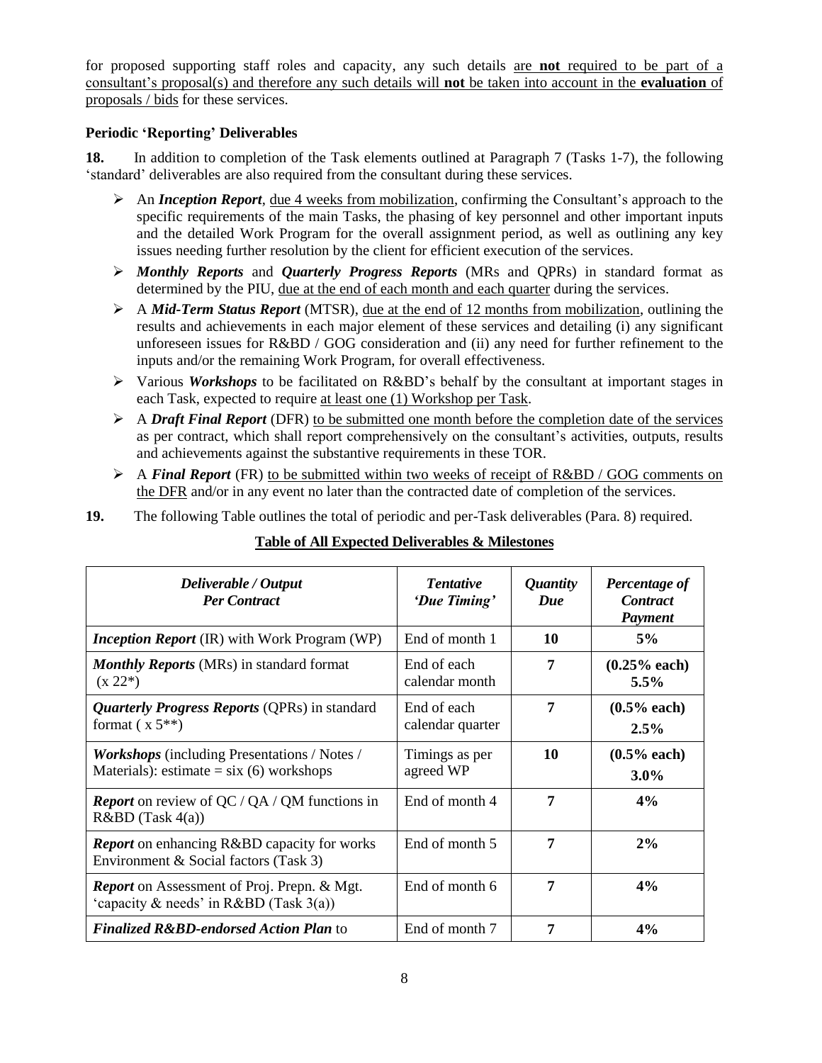for proposed supporting staff roles and capacity, any such details <u>are **not** required to be part of a consultant's proposal(s) and therefore any such details will **not** be taken into account in the **evaluation** of proposals / bids</u> for these services.

**Periodic 'Reporting' Deliverables**

**18.** In addition to completion of the Task elements outlined at Paragraph 7 (Tasks 1-7), the following 'standard' deliverables are also required from the consultant during these services.

- An ***Inception Report***, <u>due 4 weeks from mobilization</u>, confirming the Consultant's approach to the specific requirements of the main Tasks, the phasing of key personnel and other important inputs and the detailed Work Program for the overall assignment period, as well as outlining any key issues needing further resolution by the client for efficient execution of the services.
- ***Monthly Reports*** and ***Quarterly Progress Reports*** (MRs and QPRs) in standard format as determined by the PIU, <u>due at the end of each month and each quarter</u> during the services.
- A ***Mid-Term Status Report*** (MTSR), <u>due at the end of 12 months from mobilization</u>, outlining the results and achievements in each major element of these services and detailing (i) any significant unforeseen issues for R&BD / GOG consideration and (ii) any need for further refinement to the inputs and/or the remaining Work Program, for overall effectiveness.
- Various ***Workshops*** to be facilitated on R&BD's behalf by the consultant at important stages in each Task, expected to require <u>at least one (1) Workshop per Task</u>.
- A ***Draft Final Report*** (DFR) <u>to be submitted one month before the completion date of the services</u> as per contract, which shall report comprehensively on the consultant's activities, outputs, results and achievements against the substantive requirements in these TOR.
- A ***Final Report*** (FR) <u>to be submitted within two weeks of receipt of R&BD / GOG comments on the DFR</u> and/or in any event no later than the contracted date of completion of the services.

**19.** The following Table outlines the total of periodic and per-Task deliverables (Para. 8) required.

**<u>Table of All Expected Deliverables & Milestones</u>**

| ***Deliverable / Output Per Contract*** | ***Tentative 'Due Timing'*** | ***Quantity Due*** | ***Percentage of Contract Payment*** |
|---|---|---|---|
| ***Inception Report*** (IR) with Work Program (WP) | End of month 1 | **10** | **5%** |
| ***Monthly Reports*** (MRs) in standard format (x 22*) | End of each calendar month | **7** | **(0.25% each) 5.5%** |
| ***Quarterly Progress Reports*** (QPRs) in standard format ( x 5**) | End of each calendar quarter | **7** | **(0.5% each) 2.5%** |
| ***Workshops*** (including Presentations / Notes / Materials): estimate = six (6) workshops | Timings as per agreed WP | **10** | **(0.5% each) 3.0%** |
| ***Report*** on review of QC / QA / QM functions in R&BD (Task 4(a)) | End of month 4 | **7** | **4%** |
| ***Report*** on enhancing R&BD capacity for works Environment & Social factors (Task 3) | End of month 5 | **7** | **2%** |
| ***Report*** on Assessment of Proj. Prepn. & Mgt. 'capacity & needs' in R&BD (Task 3(a)) | End of month 6 | **7** | **4%** |
| ***Finalized R&BD-endorsed Action Plan*** to | End of month 7 | **7** | **4%** |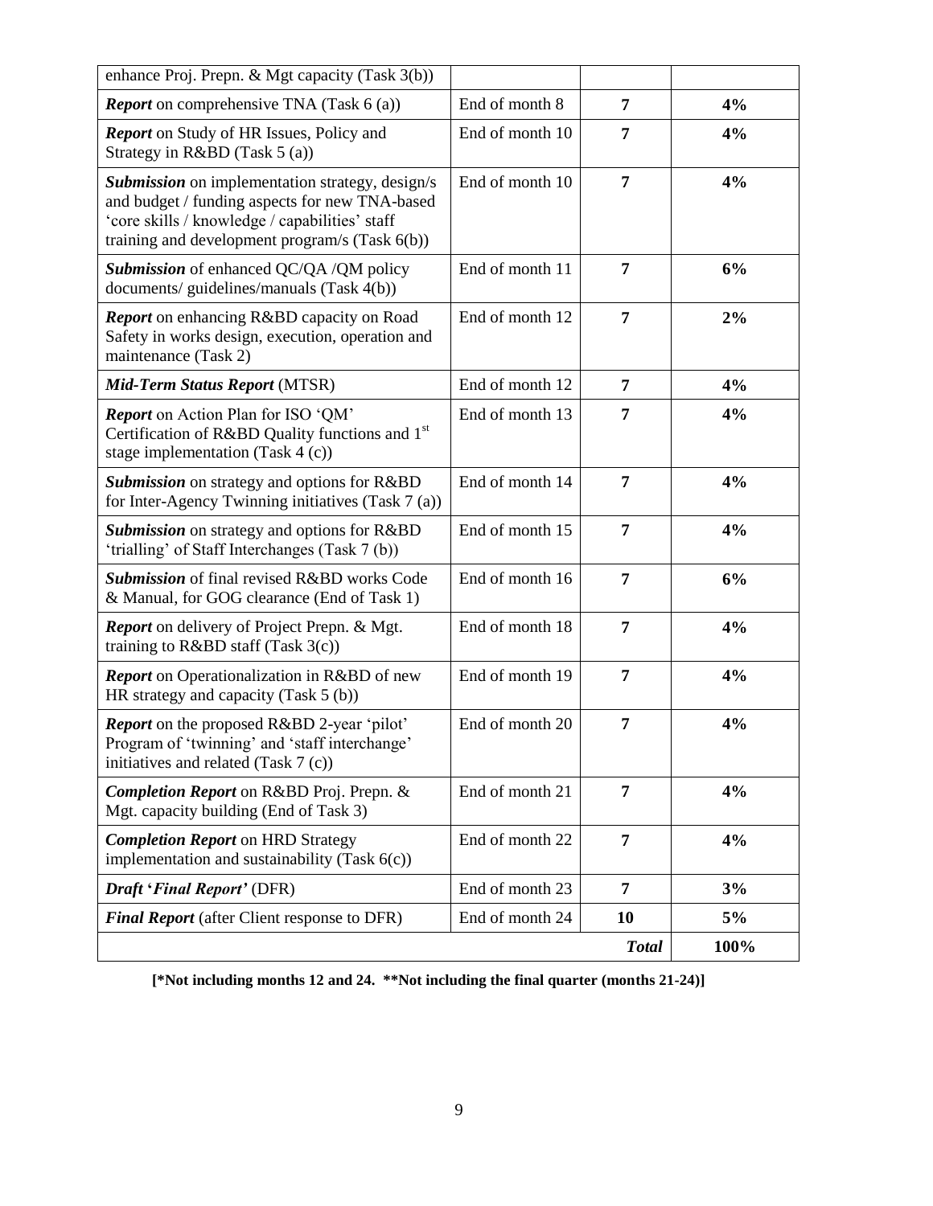| | | | |
|---|---|---|---|
| enhance Proj. Prepn. & Mgt capacity (Task 3(b)) | | | |
| ***Report*** on comprehensive TNA (Task 6 (a)) | End of month 8 | **7** | **4%** |
| ***Report*** on Study of HR Issues, Policy and Strategy in R&BD (Task 5 (a)) | End of month 10 | **7** | **4%** |
| ***Submission*** on implementation strategy, design/s and budget / funding aspects for new TNA-based 'core skills / knowledge / capabilities' staff training and development program/s (Task 6(b)) | End of month 10 | **7** | **4%** |
| ***Submission*** of enhanced QC/QA /QM policy documents/ guidelines/manuals (Task 4(b)) | End of month 11 | **7** | **6%** |
| ***Report*** on enhancing R&BD capacity on Road Safety in works design, execution, operation and maintenance (Task 2) | End of month 12 | **7** | **2%** |
| ***Mid-Term Status Report*** (MTSR) | End of month 12 | **7** | **4%** |
| ***Report*** on Action Plan for ISO 'QM' Certification of R&BD Quality functions and 1st stage implementation (Task 4 (c)) | End of month 13 | **7** | **4%** |
| ***Submission*** on strategy and options for R&BD for Inter-Agency Twinning initiatives (Task 7 (a)) | End of month 14 | **7** | **4%** |
| ***Submission*** on strategy and options for R&BD 'trialling' of Staff Interchanges (Task 7 (b)) | End of month 15 | **7** | **4%** |
| ***Submission*** of final revised R&BD works Code & Manual, for GOG clearance (End of Task 1) | End of month 16 | **7** | **6%** |
| ***Report*** on delivery of Project Prepn. & Mgt. training to R&BD staff (Task 3(c)) | End of month 18 | **7** | **4%** |
| ***Report*** on Operationalization in R&BD of new HR strategy and capacity (Task 5 (b)) | End of month 19 | **7** | **4%** |
| ***Report*** on the proposed R&BD 2-year 'pilot' Program of 'twinning' and 'staff interchange' initiatives and related (Task 7 (c)) | End of month 20 | **7** | **4%** |
| ***Completion Report*** on R&BD Proj. Prepn. & Mgt. capacity building (End of Task 3) | End of month 21 | **7** | **4%** |
| ***Completion Report*** on HRD Strategy implementation and sustainability (Task 6(c)) | End of month 22 | **7** | **4%** |
| ***Draft 'Final Report'*** (DFR) | End of month 23 | **7** | **3%** |
| ***Final Report*** (after Client response to DFR) | End of month 24 | **10** | **5%** |
| | | ***Total*** | **100%** |

**[\*Not including months 12 and 24. \*\*Not including the final quarter (months 21-24)]**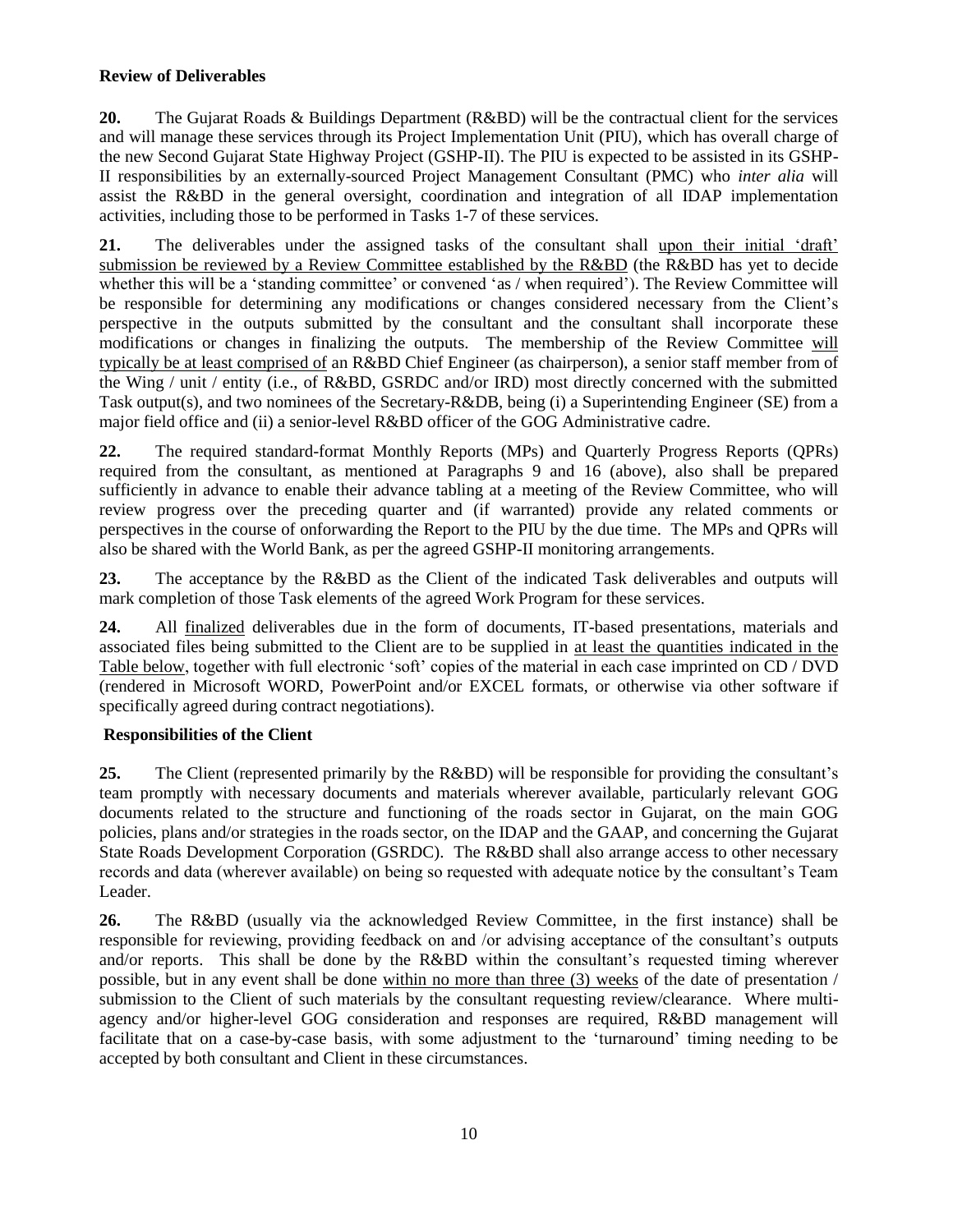**Review of Deliverables**

**20.** The Gujarat Roads & Buildings Department (R&BD) will be the contractual client for the services and will manage these services through its Project Implementation Unit (PIU), which has overall charge of the new Second Gujarat State Highway Project (GSHP-II). The PIU is expected to be assisted in its GSHP-II responsibilities by an externally-sourced Project Management Consultant (PMC) who *inter alia* will assist the R&BD in the general oversight, coordination and integration of all IDAP implementation activities, including those to be performed in Tasks 1-7 of these services.

**21.** The deliverables under the assigned tasks of the consultant shall upon their initial 'draft' submission be reviewed by a Review Committee established by the R&BD (the R&BD has yet to decide whether this will be a 'standing committee' or convened 'as / when required'). The Review Committee will be responsible for determining any modifications or changes considered necessary from the Client's perspective in the outputs submitted by the consultant and the consultant shall incorporate these modifications or changes in finalizing the outputs. The membership of the Review Committee will typically be at least comprised of an R&BD Chief Engineer (as chairperson), a senior staff member from of the Wing / unit / entity (i.e., of R&BD, GSRDC and/or IRD) most directly concerned with the submitted Task output(s), and two nominees of the Secretary-R&DB, being (i) a Superintending Engineer (SE) from a major field office and (ii) a senior-level R&BD officer of the GOG Administrative cadre.

**22.** The required standard-format Monthly Reports (MPs) and Quarterly Progress Reports (QPRs) required from the consultant, as mentioned at Paragraphs 9 and 16 (above), also shall be prepared sufficiently in advance to enable their advance tabling at a meeting of the Review Committee, who will review progress over the preceding quarter and (if warranted) provide any related comments or perspectives in the course of onforwarding the Report to the PIU by the due time. The MPs and QPRs will also be shared with the World Bank, as per the agreed GSHP-II monitoring arrangements.

**23.** The acceptance by the R&BD as the Client of the indicated Task deliverables and outputs will mark completion of those Task elements of the agreed Work Program for these services.

**24.** All finalized deliverables due in the form of documents, IT-based presentations, materials and associated files being submitted to the Client are to be supplied in at least the quantities indicated in the Table below, together with full electronic 'soft' copies of the material in each case imprinted on CD / DVD (rendered in Microsoft WORD, PowerPoint and/or EXCEL formats, or otherwise via other software if specifically agreed during contract negotiations).

**Responsibilities of the Client**

**25.** The Client (represented primarily by the R&BD) will be responsible for providing the consultant's team promptly with necessary documents and materials wherever available, particularly relevant GOG documents related to the structure and functioning of the roads sector in Gujarat, on the main GOG policies, plans and/or strategies in the roads sector, on the IDAP and the GAAP, and concerning the Gujarat State Roads Development Corporation (GSRDC). The R&BD shall also arrange access to other necessary records and data (wherever available) on being so requested with adequate notice by the consultant's Team Leader.

**26.** The R&BD (usually via the acknowledged Review Committee, in the first instance) shall be responsible for reviewing, providing feedback on and /or advising acceptance of the consultant's outputs and/or reports. This shall be done by the R&BD within the consultant's requested timing wherever possible, but in any event shall be done within no more than three (3) weeks of the date of presentation / submission to the Client of such materials by the consultant requesting review/clearance. Where multi-agency and/or higher-level GOG consideration and responses are required, R&BD management will facilitate that on a case-by-case basis, with some adjustment to the 'turnaround' timing needing to be accepted by both consultant and Client in these circumstances.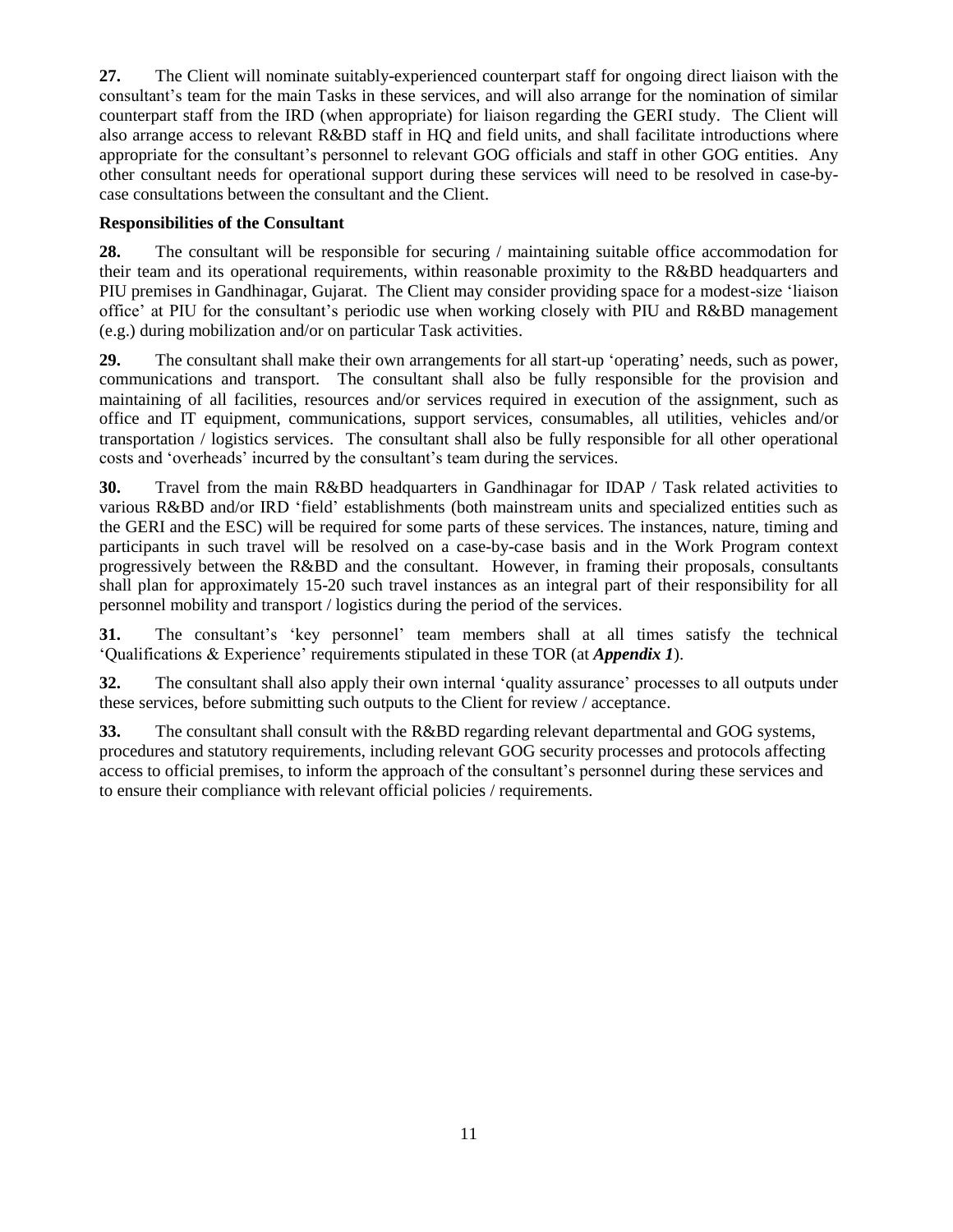**27.** The Client will nominate suitably-experienced counterpart staff for ongoing direct liaison with the consultant's team for the main Tasks in these services, and will also arrange for the nomination of similar counterpart staff from the IRD (when appropriate) for liaison regarding the GERI study. The Client will also arrange access to relevant R&BD staff in HQ and field units, and shall facilitate introductions where appropriate for the consultant's personnel to relevant GOG officials and staff in other GOG entities. Any other consultant needs for operational support during these services will need to be resolved in case-by-case consultations between the consultant and the Client.

**Responsibilities of the Consultant**

**28.** The consultant will be responsible for securing / maintaining suitable office accommodation for their team and its operational requirements, within reasonable proximity to the R&BD headquarters and PIU premises in Gandhinagar, Gujarat. The Client may consider providing space for a modest-size 'liaison office' at PIU for the consultant's periodic use when working closely with PIU and R&BD management (e.g.) during mobilization and/or on particular Task activities.

**29.** The consultant shall make their own arrangements for all start-up 'operating' needs, such as power, communications and transport. The consultant shall also be fully responsible for the provision and maintaining of all facilities, resources and/or services required in execution of the assignment, such as office and IT equipment, communications, support services, consumables, all utilities, vehicles and/or transportation / logistics services. The consultant shall also be fully responsible for all other operational costs and 'overheads' incurred by the consultant's team during the services.

**30.** Travel from the main R&BD headquarters in Gandhinagar for IDAP / Task related activities to various R&BD and/or IRD 'field' establishments (both mainstream units and specialized entities such as the GERI and the ESC) will be required for some parts of these services. The instances, nature, timing and participants in such travel will be resolved on a case-by-case basis and in the Work Program context progressively between the R&BD and the consultant. However, in framing their proposals, consultants shall plan for approximately 15-20 such travel instances as an integral part of their responsibility for all personnel mobility and transport / logistics during the period of the services.

**31.** The consultant's 'key personnel' team members shall at all times satisfy the technical 'Qualifications & Experience' requirements stipulated in these TOR (at ***Appendix 1***).

**32.** The consultant shall also apply their own internal 'quality assurance' processes to all outputs under these services, before submitting such outputs to the Client for review / acceptance.

**33.** The consultant shall consult with the R&BD regarding relevant departmental and GOG systems, procedures and statutory requirements, including relevant GOG security processes and protocols affecting access to official premises, to inform the approach of the consultant's personnel during these services and to ensure their compliance with relevant official policies / requirements.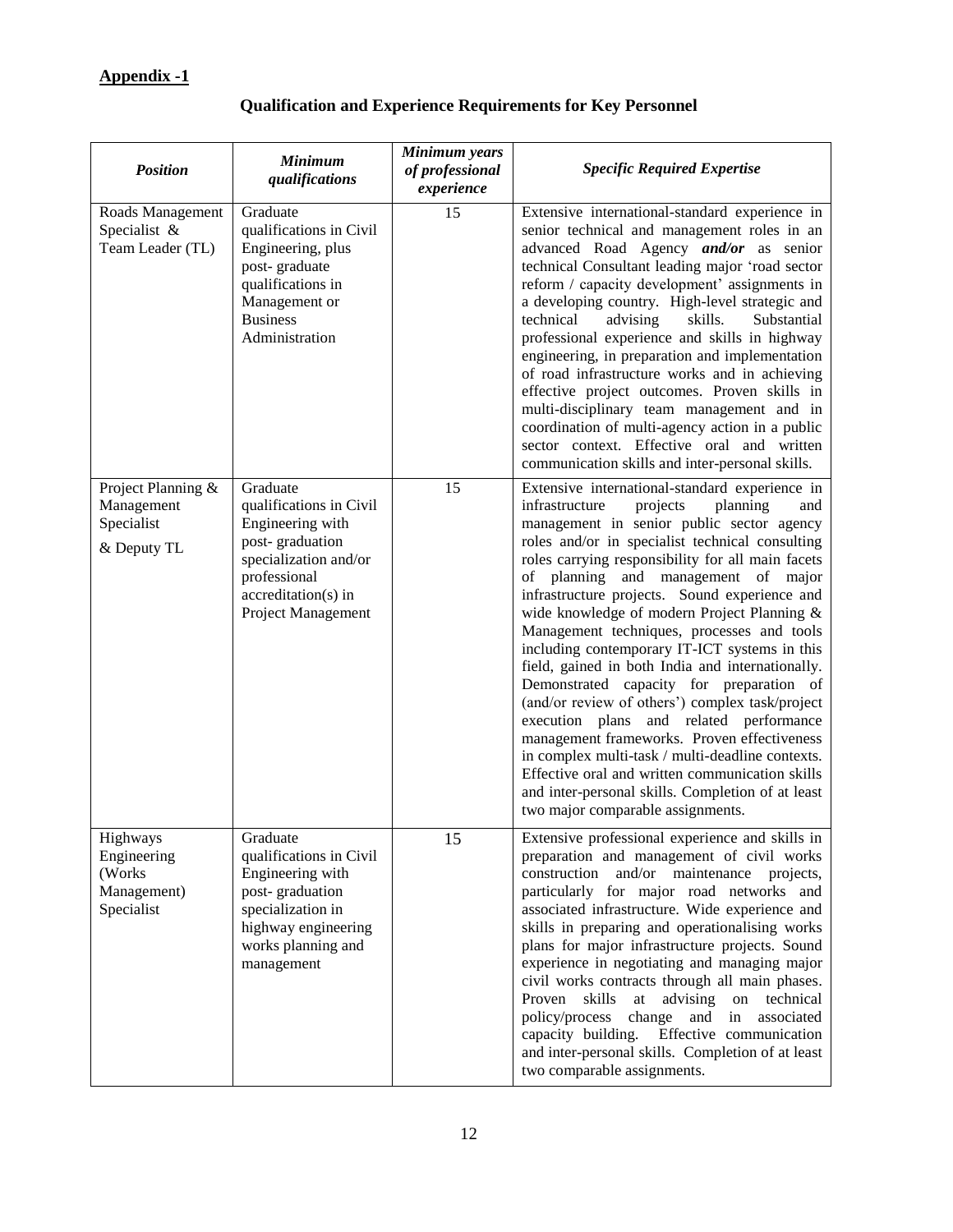**Appendix -1**

## Qualification and Experience Requirements for Key Personnel

| *Position* | *Minimum qualifications* | *Minimum years of professional experience* | *Specific Required Expertise* |
|---|---|---|---|
| Roads Management Specialist & Team Leader (TL) | Graduate qualifications in Civil Engineering, plus post- graduate qualifications in Management or Business Administration | 15 | Extensive international-standard experience in senior technical and management roles in an advanced Road Agency ***and/or*** as senior technical Consultant leading major 'road sector reform / capacity development' assignments in a developing country. High-level strategic and technical advising skills. Substantial professional experience and skills in highway engineering, in preparation and implementation of road infrastructure works and in achieving effective project outcomes. Proven skills in multi-disciplinary team management and in coordination of multi-agency action in a public sector context. Effective oral and written communication skills and inter-personal skills. |
| Project Planning & Management Specialist & Deputy TL | Graduate qualifications in Civil Engineering with post- graduation specialization and/or professional accreditation(s) in Project Management | 15 | Extensive international-standard experience in infrastructure projects planning and management in senior public sector agency roles and/or in specialist technical consulting roles carrying responsibility for all main facets of planning and management of major infrastructure projects. Sound experience and wide knowledge of modern Project Planning & Management techniques, processes and tools including contemporary IT-ICT systems in this field, gained in both India and internationally. Demonstrated capacity for preparation of (and/or review of others') complex task/project execution plans and related performance management frameworks. Proven effectiveness in complex multi-task / multi-deadline contexts. Effective oral and written communication skills and inter-personal skills. Completion of at least two major comparable assignments. |
| Highways Engineering (Works Management) Specialist | Graduate qualifications in Civil Engineering with post- graduation specialization in highway engineering works planning and management | 15 | Extensive professional experience and skills in preparation and management of civil works construction and/or maintenance projects, particularly for major road networks and associated infrastructure. Wide experience and skills in preparing and operationalising works plans for major infrastructure projects. Sound experience in negotiating and managing major civil works contracts through all main phases. Proven skills at advising on technical policy/process change and in associated capacity building. Effective communication and inter-personal skills. Completion of at least two comparable assignments. |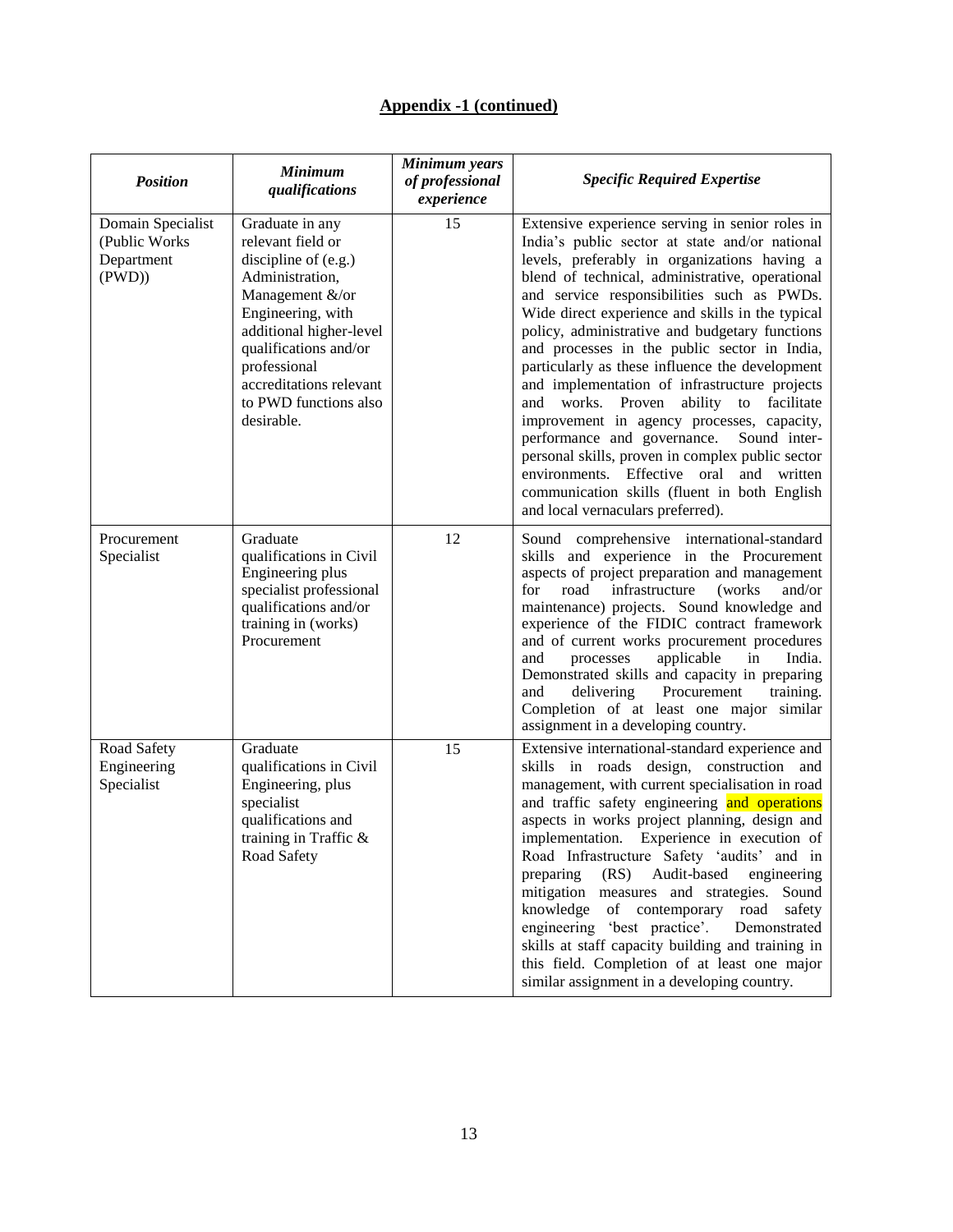## Appendix -1 (continued)

| *Position* | *Minimum qualifications* | *Minimum years of professional experience* | *Specific Required Expertise* |
|---|---|---|---|
| Domain Specialist (Public Works Department (PWD)) | Graduate in any relevant field or discipline of (e.g.) Administration, Management &/or Engineering, with additional higher-level qualifications and/or professional accreditations relevant to PWD functions also desirable. | 15 | Extensive experience serving in senior roles in India's public sector at state and/or national levels, preferably in organizations having a blend of technical, administrative, operational and service responsibilities such as PWDs. Wide direct experience and skills in the typical policy, administrative and budgetary functions and processes in the public sector in India, particularly as these influence the development and implementation of infrastructure projects and works. Proven ability to facilitate improvement in agency processes, capacity, performance and governance. Sound inter-personal skills, proven in complex public sector environments. Effective oral and written communication skills (fluent in both English and local vernaculars preferred). |
| Procurement Specialist | Graduate qualifications in Civil Engineering plus specialist professional qualifications and/or training in (works) Procurement | 12 | Sound comprehensive international-standard skills and experience in the Procurement aspects of project preparation and management for road infrastructure (works and/or maintenance) projects. Sound knowledge and experience of the FIDIC contract framework and of current works procurement procedures and processes applicable in India. Demonstrated skills and capacity in preparing and delivering Procurement training. Completion of at least one major similar assignment in a developing country. |
| Road Safety Engineering Specialist | Graduate qualifications in Civil Engineering, plus specialist qualifications and training in Traffic & Road Safety | 15 | Extensive international-standard experience and skills in roads design, construction and management, with current specialisation in road and traffic safety engineering and operations aspects in works project planning, design and implementation. Experience in execution of Road Infrastructure Safety 'audits' and in preparing (RS) Audit-based engineering mitigation measures and strategies. Sound knowledge of contemporary road safety engineering 'best practice'. Demonstrated skills at staff capacity building and training in this field. Completion of at least one major similar assignment in a developing country. |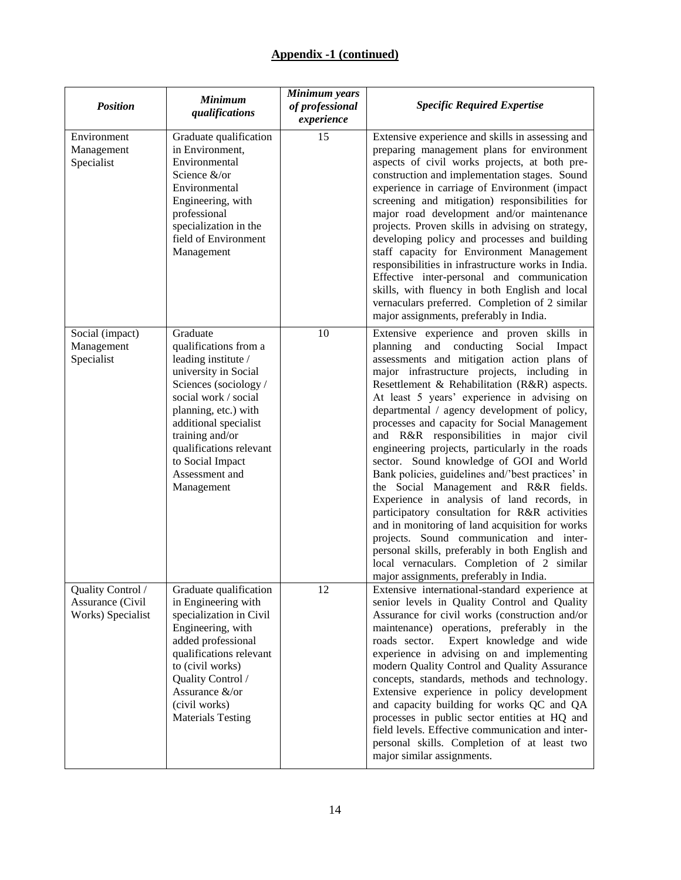## Appendix -1 (continued)

| *Position* | *Minimum qualifications* | *Minimum years of professional experience* | *Specific Required Expertise* |
|---|---|---|---|
| Environment Management Specialist | Graduate qualification in Environment, Environmental Science &/or Environmental Engineering, with professional specialization in the field of Environment Management | 15 | Extensive experience and skills in assessing and preparing management plans for environment aspects of civil works projects, at both pre-construction and implementation stages. Sound experience in carriage of Environment (impact screening and mitigation) responsibilities for major road development and/or maintenance projects. Proven skills in advising on strategy, developing policy and processes and building staff capacity for Environment Management responsibilities in infrastructure works in India. Effective inter-personal and communication skills, with fluency in both English and local vernaculars preferred. Completion of 2 similar major assignments, preferably in India. |
| Social (impact) Management Specialist | Graduate qualifications from a leading institute / university in Social Sciences (sociology / social work / social planning, etc.) with additional specialist training and/or qualifications relevant to Social Impact Assessment and Management | 10 | Extensive experience and proven skills in planning and conducting Social Impact assessments and mitigation action plans of major infrastructure projects, including in Resettlement & Rehabilitation (R&R) aspects. At least 5 years' experience in advising on departmental / agency development of policy, processes and capacity for Social Management and R&R responsibilities in major civil engineering projects, particularly in the roads sector. Sound knowledge of GOI and World Bank policies, guidelines and/'best practices' in the Social Management and R&R fields. Experience in analysis of land records, in participatory consultation for R&R activities and in monitoring of land acquisition for works projects. Sound communication and inter-personal skills, preferably in both English and local vernaculars. Completion of 2 similar major assignments, preferably in India. |
| Quality Control / Assurance (Civil Works) Specialist | Graduate qualification in Engineering with specialization in Civil Engineering, with added professional qualifications relevant to (civil works) Quality Control / Assurance &/or (civil works) Materials Testing | 12 | Extensive international-standard experience at senior levels in Quality Control and Quality Assurance for civil works (construction and/or maintenance) operations, preferably in the roads sector. Expert knowledge and wide experience in advising on and implementing modern Quality Control and Quality Assurance concepts, standards, methods and technology. Extensive experience in policy development and capacity building for works QC and QA processes in public sector entities at HQ and field levels. Effective communication and inter-personal skills. Completion of at least two major similar assignments. |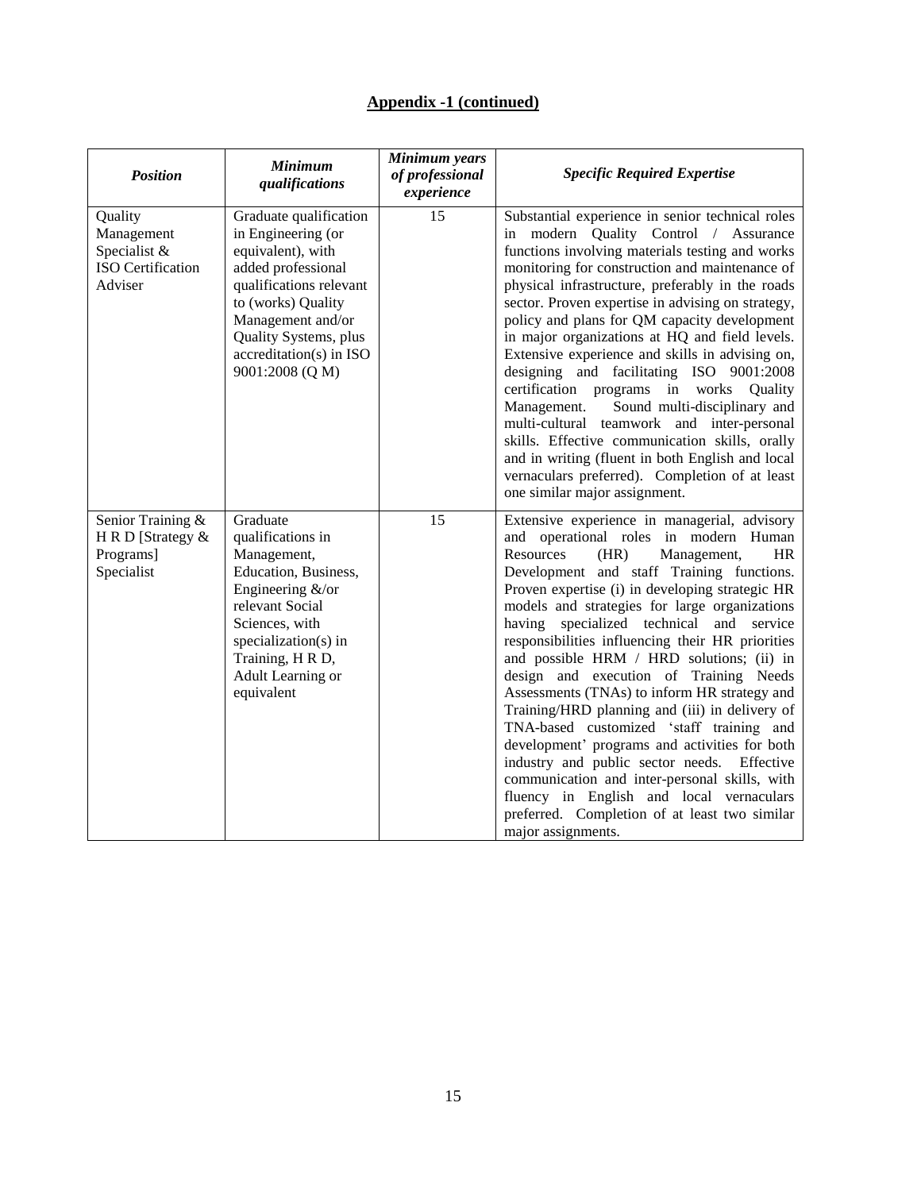**Appendix -1 (continued)**

| ***Position*** | ***Minimum qualifications*** | ***Minimum years of professional experience*** | ***Specific Required Expertise*** |
|---|---|---|---|
| Quality Management Specialist & ISO Certification Adviser | Graduate qualification in Engineering (or equivalent), with added professional qualifications relevant to (works) Quality Management and/or Quality Systems, plus accreditation(s) in ISO 9001:2008 (Q M) | 15 | Substantial experience in senior technical roles in modern Quality Control / Assurance functions involving materials testing and works monitoring for construction and maintenance of physical infrastructure, preferably in the roads sector. Proven expertise in advising on strategy, policy and plans for QM capacity development in major organizations at HQ and field levels. Extensive experience and skills in advising on, designing and facilitating ISO 9001:2008 certification programs in works Quality Management. Sound multi-disciplinary and multi-cultural teamwork and inter-personal skills. Effective communication skills, orally and in writing (fluent in both English and local vernaculars preferred). Completion of at least one similar major assignment. |
| Senior Training & H R D [Strategy & Programs] Specialist | Graduate qualifications in Management, Education, Business, Engineering &/or relevant Social Sciences, with specialization(s) in Training, H R D, Adult Learning or equivalent | 15 | Extensive experience in managerial, advisory and operational roles in modern Human Resources (HR) Management, HR Development and staff Training functions. Proven expertise (i) in developing strategic HR models and strategies for large organizations having specialized technical and service responsibilities influencing their HR priorities and possible HRM / HRD solutions; (ii) in design and execution of Training Needs Assessments (TNAs) to inform HR strategy and Training/HRD planning and (iii) in delivery of TNA-based customized 'staff training and development' programs and activities for both industry and public sector needs. Effective communication and inter-personal skills, with fluency in English and local vernaculars preferred. Completion of at least two similar major assignments. |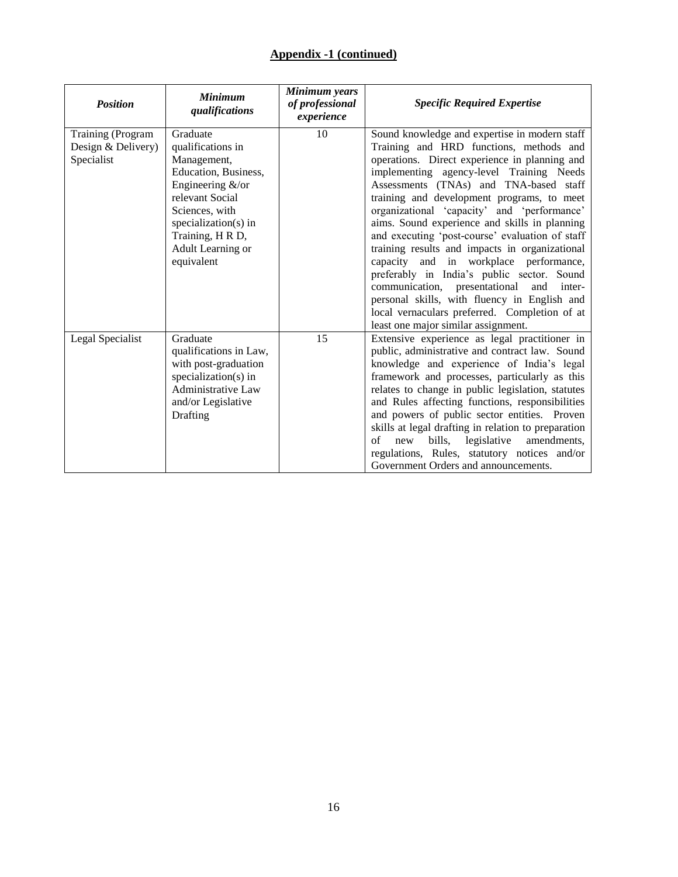**Appendix -1 (continued)**

| *Position* | *Minimum qualifications* | *Minimum years of professional experience* | *Specific Required Expertise* |
|---|---|---|---|
| Training (Program Design & Delivery) Specialist | Graduate qualifications in Management, Education, Business, Engineering &/or relevant Social Sciences, with specialization(s) in Training, H R D, Adult Learning or equivalent | 10 | Sound knowledge and expertise in modern staff Training and HRD functions, methods and operations. Direct experience in planning and implementing agency-level Training Needs Assessments (TNAs) and TNA-based staff training and development programs, to meet organizational 'capacity' and 'performance' aims. Sound experience and skills in planning and executing 'post-course' evaluation of staff training results and impacts in organizational capacity and in workplace performance, preferably in India's public sector. Sound communication, presentational and inter-personal skills, with fluency in English and local vernaculars preferred. Completion of at least one major similar assignment. |
| Legal Specialist | Graduate qualifications in Law, with post-graduation specialization(s) in Administrative Law and/or Legislative Drafting | 15 | Extensive experience as legal practitioner in public, administrative and contract law. Sound knowledge and experience of India's legal framework and processes, particularly as this relates to change in public legislation, statutes and Rules affecting functions, responsibilities and powers of public sector entities. Proven skills at legal drafting in relation to preparation of new bills, legislative amendments, regulations, Rules, statutory notices and/or Government Orders and announcements. |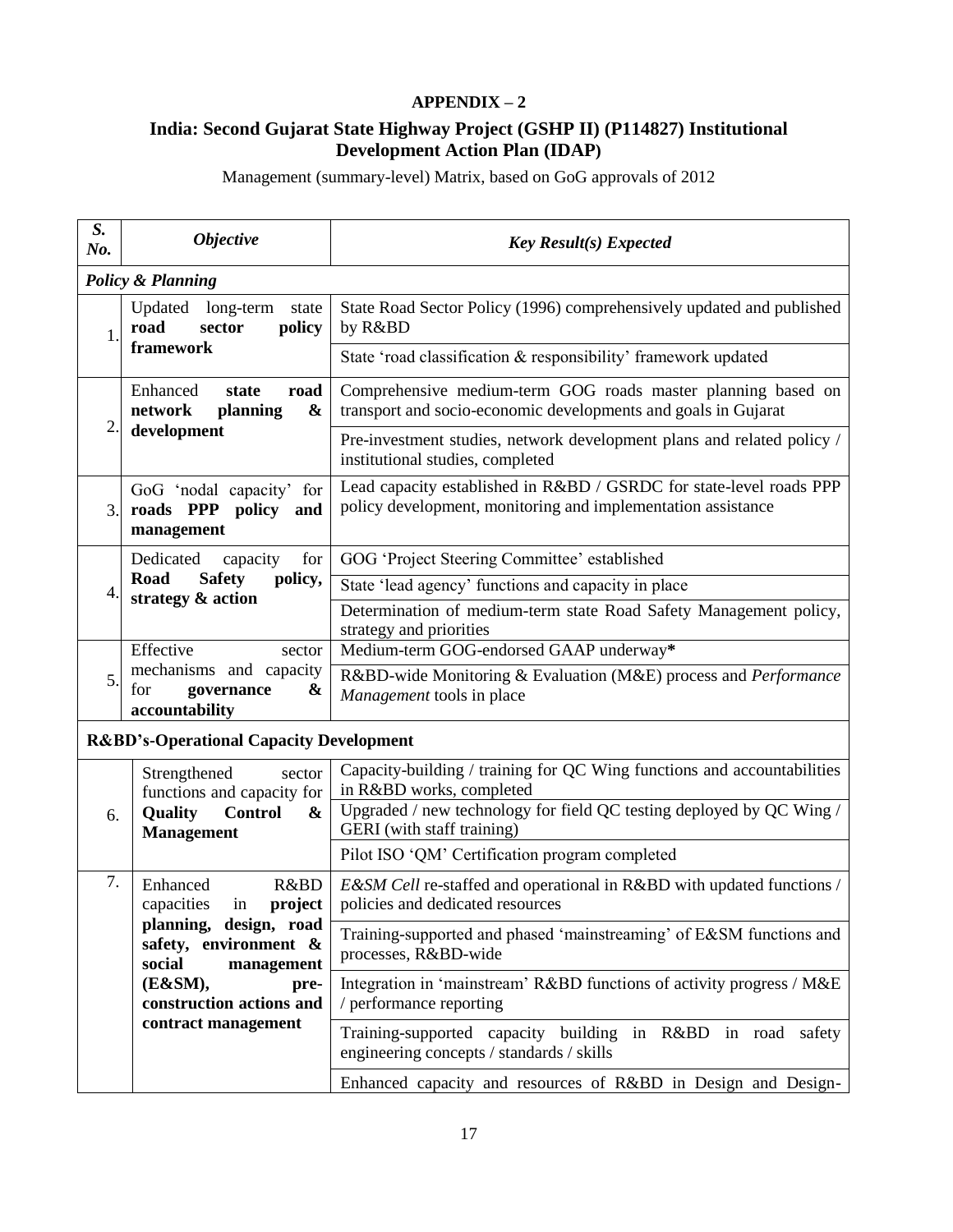**APPENDIX – 2**

**India: Second Gujarat State Highway Project (GSHP II) (P114827) Institutional Development Action Plan (IDAP)**

Management (summary-level) Matrix, based on GoG approvals of 2012

| *S. No.* | *Objective* | *Key Result(s) Expected* |
|---|---|---|
| ***Policy & Planning*** | | |
| 1. | Updated long-term state **road sector policy framework** | State Road Sector Policy (1996) comprehensively updated and published by R&BD |
| | | State 'road classification & responsibility' framework updated |
| 2. | Enhanced **state road network planning & development** | Comprehensive medium-term GOG roads master planning based on transport and socio-economic developments and goals in Gujarat |
| | | Pre-investment studies, network development plans and related policy / institutional studies, completed |
| 3. | GoG 'nodal capacity' for **roads PPP policy and management** | Lead capacity established in R&BD / GSRDC for state-level roads PPP policy development, monitoring and implementation assistance |
| 4. | Dedicated capacity for **Road Safety policy, strategy & action** | GOG 'Project Steering Committee' established |
| | | State 'lead agency' functions and capacity in place |
| | | Determination of medium-term state Road Safety Management policy, strategy and priorities |
| 5. | Effective sector mechanisms and capacity for **governance & accountability** | Medium-term GOG-endorsed GAAP underway**\*** |
| | | R&BD-wide Monitoring & Evaluation (M&E) process and *Performance Management* tools in place |
| **R&BD's-Operational Capacity Development** | | |
| 6. | Strengthened sector functions and capacity for **Quality Control & Management** | Capacity-building / training for QC Wing functions and accountabilities in R&BD works, completed |
| | | Upgraded / new technology for field QC testing deployed by QC Wing / GERI (with staff training) |
| | | Pilot ISO 'QM' Certification program completed |
| 7. | Enhanced R&BD capacities in **project planning, design, road safety, environment & social management (E&SM), pre-construction actions and contract management** | *E&SM Cell* re-staffed and operational in R&BD with updated functions / policies and dedicated resources |
| | | Training-supported and phased 'mainstreaming' of E&SM functions and processes, R&BD-wide |
| | | Integration in 'mainstream' R&BD functions of activity progress / M&E / performance reporting |
| | | Training-supported capacity building in R&BD in road safety engineering concepts / standards / skills |
| | | Enhanced capacity and resources of R&BD in Design and Design- |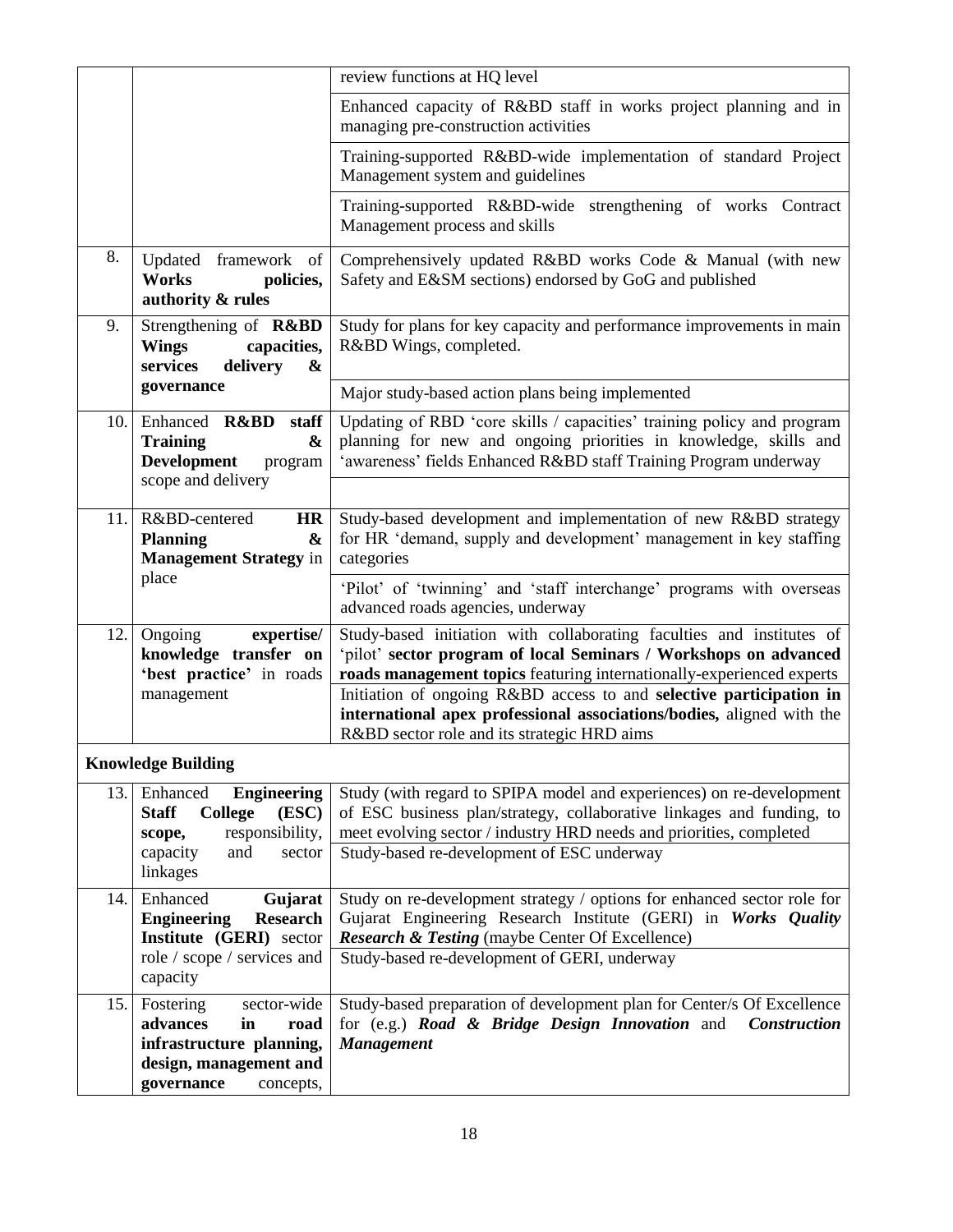| | | |
|---|---|---|
| | | review functions at HQ level |
| | | Enhanced capacity of R&BD staff in works project planning and in managing pre-construction activities |
| | | Training-supported R&BD-wide implementation of standard Project Management system and guidelines |
| | | Training-supported R&BD-wide strengthening of works Contract Management process and skills |
| 8. | Updated framework of **Works policies, authority & rules** | Comprehensively updated R&BD works Code & Manual (with new Safety and E&SM sections) endorsed by GoG and published |
| 9. | Strengthening of **R&BD Wings capacities, services delivery & governance** | Study for plans for key capacity and performance improvements in main R&BD Wings, completed. |
| | | Major study-based action plans being implemented |
| 10. | Enhanced **R&BD staff Training & Development** program scope and delivery | Updating of RBD 'core skills / capacities' training policy and program planning for new and ongoing priorities in knowledge, skills and 'awareness' fields Enhanced R&BD staff Training Program underway |
| | | |
| 11. | R&BD-centered **HR Planning & Management Strategy** in place | Study-based development and implementation of new R&BD strategy for HR 'demand, supply and development' management in key staffing categories |
| | | 'Pilot' of 'twinning' and 'staff interchange' programs with overseas advanced roads agencies, underway |
| 12. | Ongoing **expertise/ knowledge transfer on 'best practice'** in roads management | Study-based initiation with collaborating faculties and institutes of 'pilot' **sector program of local Seminars / Workshops on advanced roads management topics** featuring internationally-experienced experts |
| | | Initiation of ongoing R&BD access to and **selective participation in international apex professional associations/bodies,** aligned with the R&BD sector role and its strategic HRD aims |
| **Knowledge Building** | | |
| 13. | Enhanced **Engineering Staff College (ESC) scope,** responsibility, capacity and sector linkages | Study (with regard to SPIPA model and experiences) on re-development of ESC business plan/strategy, collaborative linkages and funding, to meet evolving sector / industry HRD needs and priorities, completed |
| | | Study-based re-development of ESC underway |
| 14. | Enhanced **Gujarat Engineering Research Institute (GERI)** sector role / scope / services and capacity | Study on re-development strategy / options for enhanced sector role for Gujarat Engineering Research Institute (GERI) in ***Works Quality Research & Testing*** (maybe Center Of Excellence) |
| | | Study-based re-development of GERI, underway |
| 15. | Fostering sector-wide **advances in road infrastructure planning, design, management and governance** concepts, | Study-based preparation of development plan for Center/s Of Excellence for (e.g.) ***Road & Bridge Design Innovation*** and ***Construction Management*** |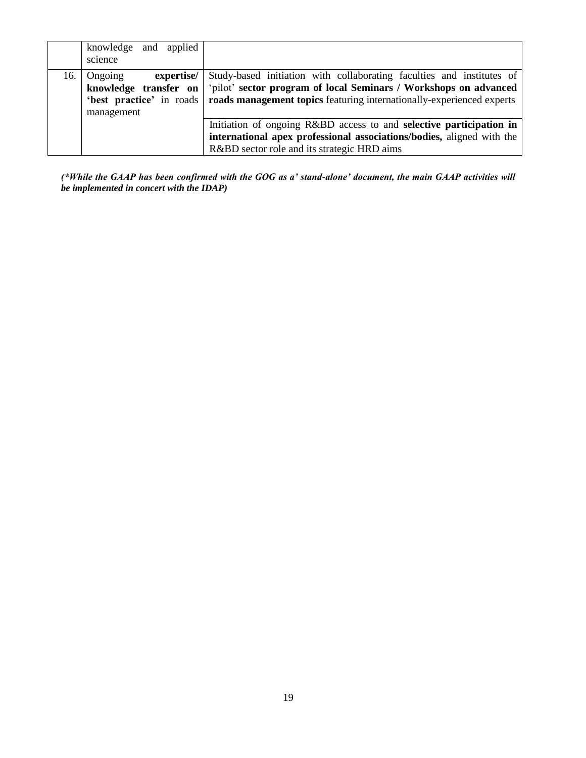| | | |
|---|---|---|
| | knowledge and applied science | |
| 16. | Ongoing **expertise/ knowledge transfer on 'best practice'** in roads management | Study-based initiation with collaborating faculties and institutes of 'pilot' **sector program of local Seminars / Workshops on advanced roads management topics** featuring internationally-experienced experts |
| | | Initiation of ongoing R&BD access to and **selective participation in international apex professional associations/bodies,** aligned with the R&BD sector role and its strategic HRD aims |

***(\*While the GAAP has been confirmed with the GOG as a' stand-alone' document, the main GAAP activities will be implemented in concert with the IDAP)***